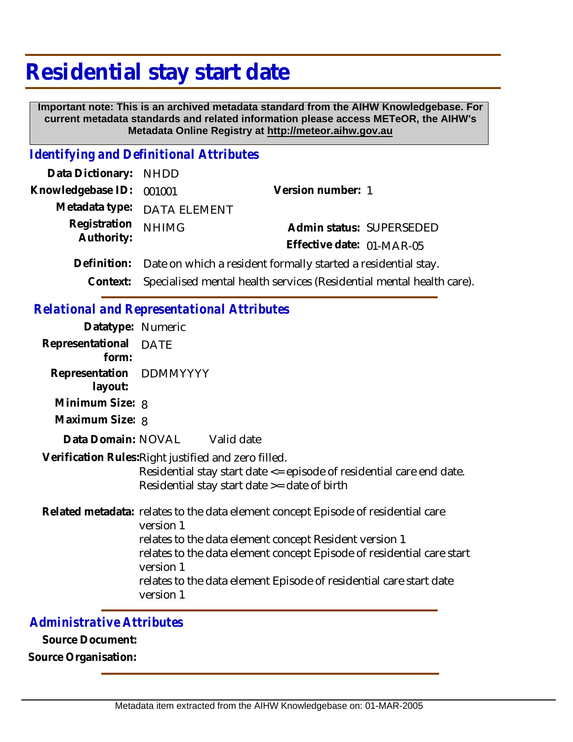# Residential stay start date

**Important note: This is an archived metadata standard from the AIHW Knowledgebase. For current metadata standards and related information please access METeOR, the AIHW's Metadata Online Registry at http://meteor.aihw.gov.au**

## *Identifying and Definitional Attributes*

**Data Dictionary:** NHDD

**Knowledgebase ID:** 001001

**Version number:** 1

**Metadata type:** DATA ELEMENT

**Registration Authority:** NHIMG

**Admin status:** SUPERSEDED

**Effective date:** 01-MAR-05

**Definition:** Date on which a resident formally started a residential stay.

**Context:** Specialised mental health services (Residential mental health care).

## *Relational and Representational Attributes*

**Datatype:** Numeric

**Representational form:** DATE

**Representation layout:** DDMMYYYY

**Minimum Size:** 8

**Maximum Size:** 8

**Data Domain:** NOVAL Valid date

**Verification Rules:** Right justified and zero filled.
Residential stay start date <= episode of residential care end date.
Residential stay start date >= date of birth

**Related metadata:** relates to the data element concept Episode of residential care version 1
relates to the data element concept Resident version 1
relates to the data element concept Episode of residential care start version 1
relates to the data element Episode of residential care start date version 1

## *Administrative Attributes*

**Source Document:**

**Source Organisation:**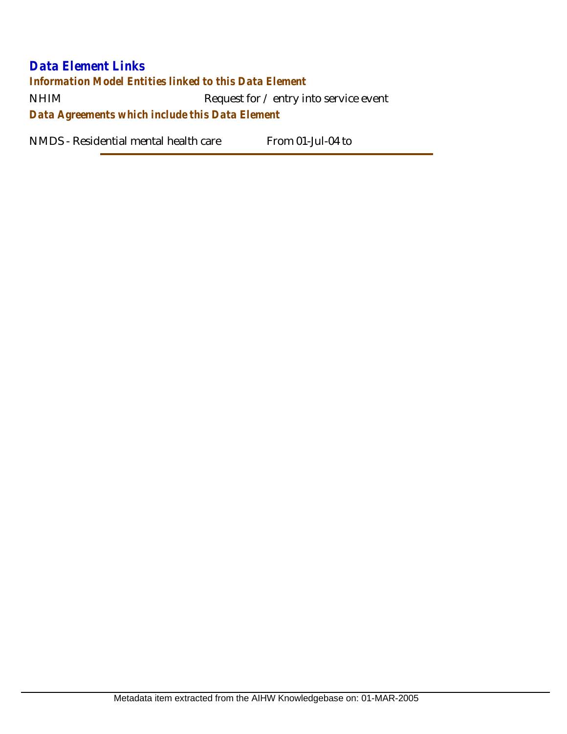## Data Element Links

### *Information Model Entities linked to this Data Element*

| | |
|---|---|
| NHIM | Request for / entry into service event |

### *Data Agreements which include this Data Element*

| | |
|---|---|
| NMDS - Residential mental health care | From 01-Jul-04 to |

Metadata item extracted from the AIHW Knowledgebase on: 01-MAR-2005